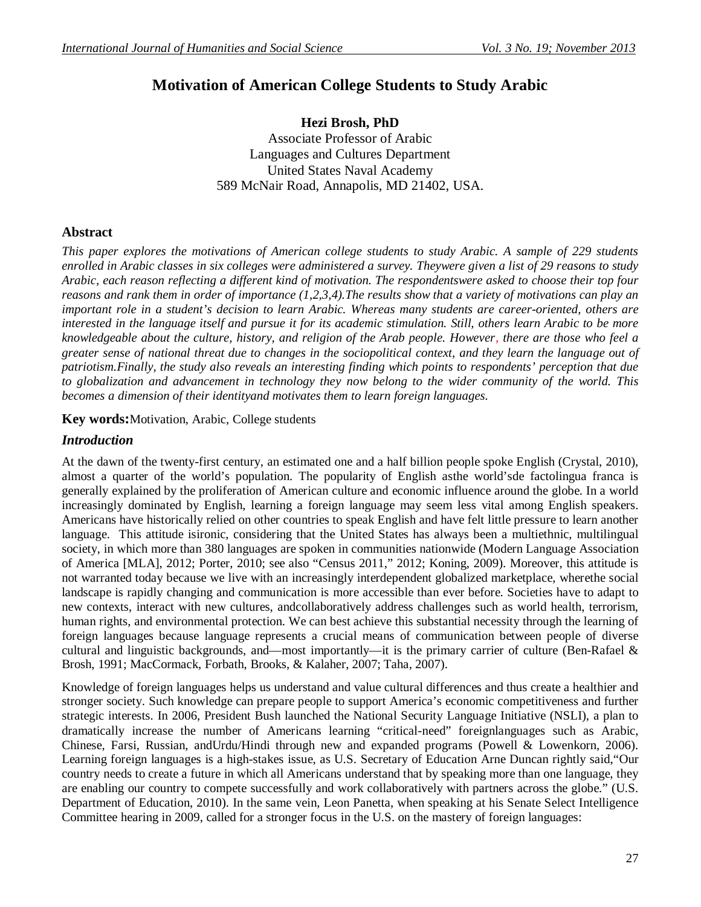# Motivation of American College Students to Study Arabic

**Hezi Brosh, PhD**
Associate Professor of Arabic
Languages and Cultures Department
United States Naval Academy
589 McNair Road, Annapolis, MD 21402, USA.

## Abstract

*This paper explores the motivations of American college students to study Arabic. A sample of 229 students enrolled in Arabic classes in six colleges were administered a survey. Theywere given a list of 29 reasons to study Arabic, each reason reflecting a different kind of motivation. The respondentswere asked to choose their top four reasons and rank them in order of importance (1,2,3,4).The results show that a variety of motivations can play an important role in a student's decision to learn Arabic. Whereas many students are career-oriented, others are interested in the language itself and pursue it for its academic stimulation. Still, others learn Arabic to be more knowledgeable about the culture, history, and religion of the Arab people. However, there are those who feel a greater sense of national threat due to changes in the sociopolitical context, and they learn the language out of patriotism.Finally, the study also reveals an interesting finding which points to respondents' perception that due to globalization and advancement in technology they now belong to the wider community of the world. This becomes a dimension of their identityand motivates them to learn foreign languages.*

**Key words:**Motivation, Arabic, College students

## *Introduction*

At the dawn of the twenty-first century, an estimated one and a half billion people spoke English (Crystal, 2010), almost a quarter of the world's population. The popularity of English asthe world'sde factolingua franca is generally explained by the proliferation of American culture and economic influence around the globe. In a world increasingly dominated by English, learning a foreign language may seem less vital among English speakers. Americans have historically relied on other countries to speak English and have felt little pressure to learn another language. This attitude isironic, considering that the United States has always been a multiethnic, multilingual society, in which more than 380 languages are spoken in communities nationwide (Modern Language Association of America [MLA], 2012; Porter, 2010; see also "Census 2011," 2012; Koning, 2009). Moreover, this attitude is not warranted today because we live with an increasingly interdependent globalized marketplace, wherethe social landscape is rapidly changing and communication is more accessible than ever before. Societies have to adapt to new contexts, interact with new cultures, andcollaboratively address challenges such as world health, terrorism, human rights, and environmental protection. We can best achieve this substantial necessity through the learning of foreign languages because language represents a crucial means of communication between people of diverse cultural and linguistic backgrounds, and—most importantly—it is the primary carrier of culture (Ben-Rafael & Brosh, 1991; MacCormack, Forbath, Brooks, & Kalaher, 2007; Taha, 2007).

Knowledge of foreign languages helps us understand and value cultural differences and thus create a healthier and stronger society. Such knowledge can prepare people to support America's economic competitiveness and further strategic interests. In 2006, President Bush launched the National Security Language Initiative (NSLI), a plan to dramatically increase the number of Americans learning "critical-need" foreignlanguages such as Arabic, Chinese, Farsi, Russian, andUrdu/Hindi through new and expanded programs (Powell & Lowenkorn, 2006). Learning foreign languages is a high-stakes issue, as U.S. Secretary of Education Arne Duncan rightly said,"Our country needs to create a future in which all Americans understand that by speaking more than one language, they are enabling our country to compete successfully and work collaboratively with partners across the globe." (U.S. Department of Education, 2010). In the same vein, Leon Panetta, when speaking at his Senate Select Intelligence Committee hearing in 2009, called for a stronger focus in the U.S. on the mastery of foreign languages: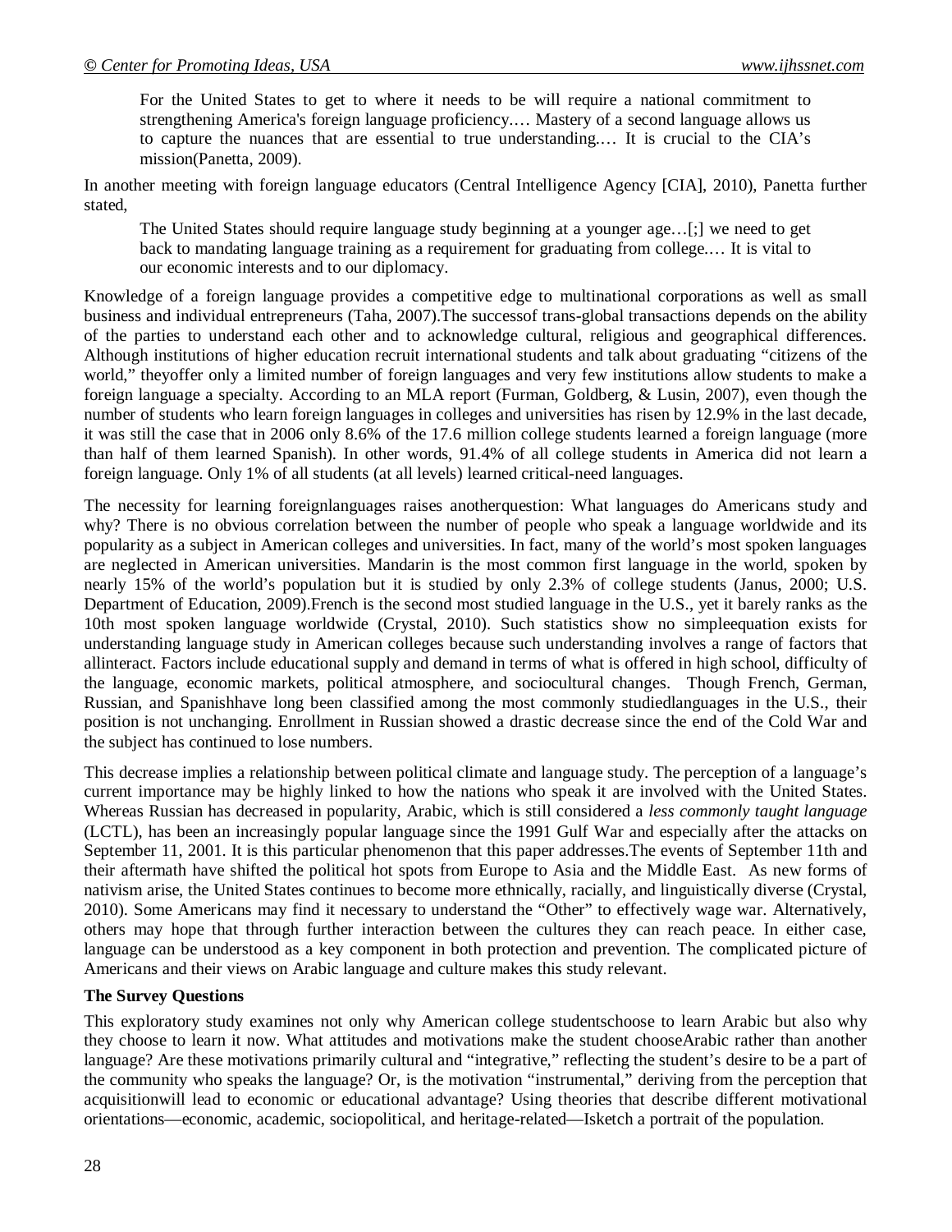> For the United States to get to where it needs to be will require a national commitment to strengthening America's foreign language proficiency.… Mastery of a second language allows us to capture the nuances that are essential to true understanding.… It is crucial to the CIA's mission(Panetta, 2009).

In another meeting with foreign language educators (Central Intelligence Agency [CIA], 2010), Panetta further stated,

> The United States should require language study beginning at a younger age…[;] we need to get back to mandating language training as a requirement for graduating from college.… It is vital to our economic interests and to our diplomacy.

Knowledge of a foreign language provides a competitive edge to multinational corporations as well as small business and individual entrepreneurs (Taha, 2007).The successof trans-global transactions depends on the ability of the parties to understand each other and to acknowledge cultural, religious and geographical differences. Although institutions of higher education recruit international students and talk about graduating "citizens of the world," theyoffer only a limited number of foreign languages and very few institutions allow students to make a foreign language a specialty. According to an MLA report (Furman, Goldberg, & Lusin, 2007), even though the number of students who learn foreign languages in colleges and universities has risen by 12.9% in the last decade, it was still the case that in 2006 only 8.6% of the 17.6 million college students learned a foreign language (more than half of them learned Spanish). In other words, 91.4% of all college students in America did not learn a foreign language. Only 1% of all students (at all levels) learned critical-need languages.

The necessity for learning foreignlanguages raises anotherquestion: What languages do Americans study and why? There is no obvious correlation between the number of people who speak a language worldwide and its popularity as a subject in American colleges and universities. In fact, many of the world's most spoken languages are neglected in American universities. Mandarin is the most common first language in the world, spoken by nearly 15% of the world's population but it is studied by only 2.3% of college students (Janus, 2000; U.S. Department of Education, 2009).French is the second most studied language in the U.S., yet it barely ranks as the 10th most spoken language worldwide (Crystal, 2010). Such statistics show no simpleequation exists for understanding language study in American colleges because such understanding involves a range of factors that allinteract. Factors include educational supply and demand in terms of what is offered in high school, difficulty of the language, economic markets, political atmosphere, and sociocultural changes. Though French, German, Russian, and Spanishhave long been classified among the most commonly studiedlanguages in the U.S., their position is not unchanging. Enrollment in Russian showed a drastic decrease since the end of the Cold War and the subject has continued to lose numbers.

This decrease implies a relationship between political climate and language study. The perception of a language's current importance may be highly linked to how the nations who speak it are involved with the United States. Whereas Russian has decreased in popularity, Arabic, which is still considered a *less commonly taught language* (LCTL), has been an increasingly popular language since the 1991 Gulf War and especially after the attacks on September 11, 2001. It is this particular phenomenon that this paper addresses.The events of September 11th and their aftermath have shifted the political hot spots from Europe to Asia and the Middle East. As new forms of nativism arise, the United States continues to become more ethnically, racially, and linguistically diverse (Crystal, 2010). Some Americans may find it necessary to understand the "Other" to effectively wage war. Alternatively, others may hope that through further interaction between the cultures they can reach peace. In either case, language can be understood as a key component in both protection and prevention. The complicated picture of Americans and their views on Arabic language and culture makes this study relevant.

**The Survey Questions**

This exploratory study examines not only why American college studentschoose to learn Arabic but also why they choose to learn it now. What attitudes and motivations make the student chooseArabic rather than another language? Are these motivations primarily cultural and "integrative," reflecting the student's desire to be a part of the community who speaks the language? Or, is the motivation "instrumental," deriving from the perception that acquisitionwill lead to economic or educational advantage? Using theories that describe different motivational orientations—economic, academic, sociopolitical, and heritage-related—Isketch a portrait of the population.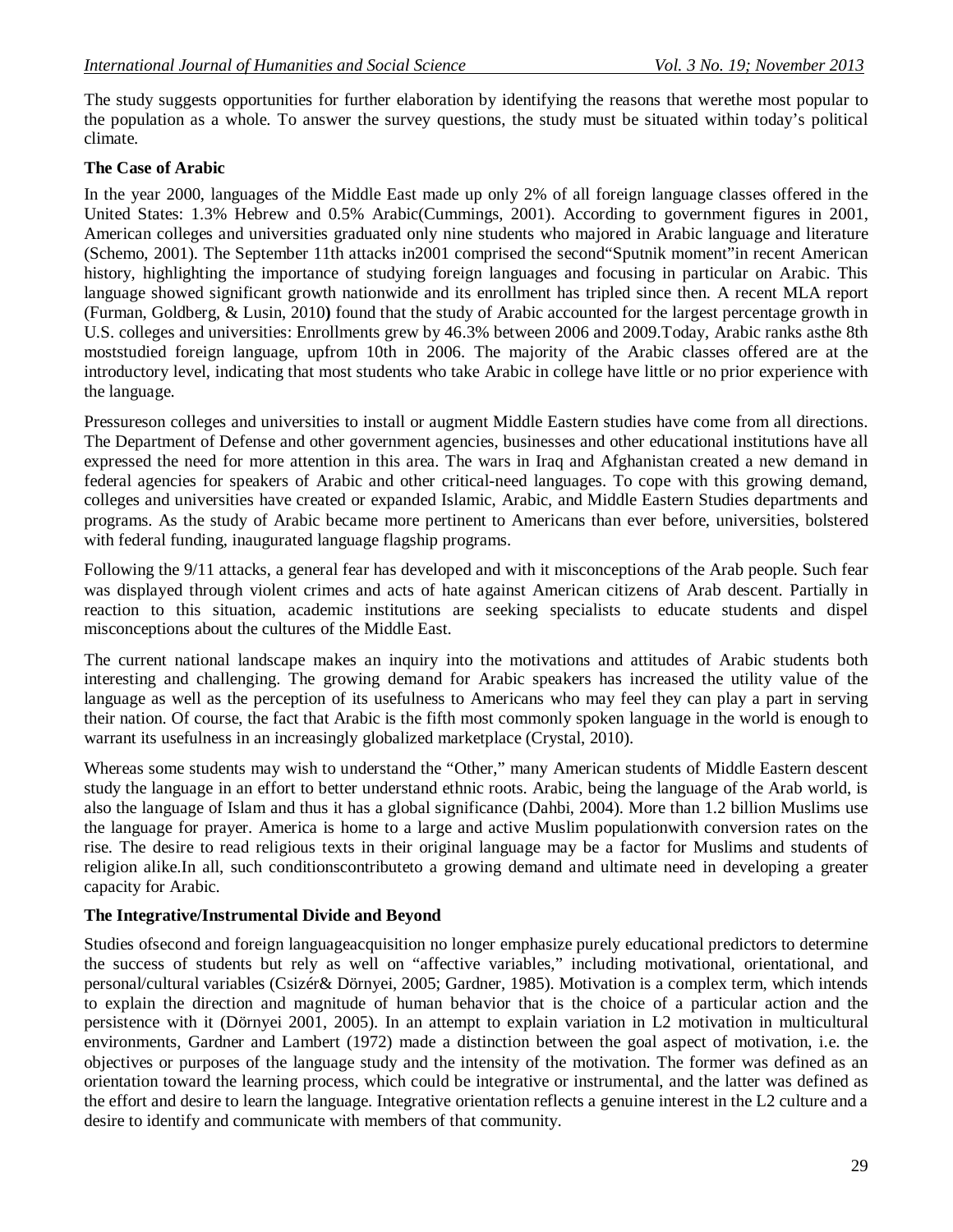The study suggests opportunities for further elaboration by identifying the reasons that werethe most popular to the population as a whole. To answer the survey questions, the study must be situated within today's political climate.

**The Case of Arabic**

In the year 2000, languages of the Middle East made up only 2% of all foreign language classes offered in the United States: 1.3% Hebrew and 0.5% Arabic(Cummings, 2001). According to government figures in 2001, American colleges and universities graduated only nine students who majored in Arabic language and literature (Schemo, 2001). The September 11th attacks in2001 comprised the second"Sputnik moment"in recent American history, highlighting the importance of studying foreign languages and focusing in particular on Arabic. This language showed significant growth nationwide and its enrollment has tripled since then. A recent MLA report (Furman, Goldberg, & Lusin, 2010**)** found that the study of Arabic accounted for the largest percentage growth in U.S. colleges and universities: Enrollments grew by 46.3% between 2006 and 2009.Today, Arabic ranks asthe 8th moststudied foreign language, upfrom 10th in 2006. The majority of the Arabic classes offered are at the introductory level, indicating that most students who take Arabic in college have little or no prior experience with the language.

Pressureson colleges and universities to install or augment Middle Eastern studies have come from all directions. The Department of Defense and other government agencies, businesses and other educational institutions have all expressed the need for more attention in this area. The wars in Iraq and Afghanistan created a new demand in federal agencies for speakers of Arabic and other critical-need languages. To cope with this growing demand, colleges and universities have created or expanded Islamic, Arabic, and Middle Eastern Studies departments and programs. As the study of Arabic became more pertinent to Americans than ever before, universities, bolstered with federal funding, inaugurated language flagship programs.

Following the 9/11 attacks, a general fear has developed and with it misconceptions of the Arab people. Such fear was displayed through violent crimes and acts of hate against American citizens of Arab descent. Partially in reaction to this situation, academic institutions are seeking specialists to educate students and dispel misconceptions about the cultures of the Middle East.

The current national landscape makes an inquiry into the motivations and attitudes of Arabic students both interesting and challenging. The growing demand for Arabic speakers has increased the utility value of the language as well as the perception of its usefulness to Americans who may feel they can play a part in serving their nation. Of course, the fact that Arabic is the fifth most commonly spoken language in the world is enough to warrant its usefulness in an increasingly globalized marketplace (Crystal, 2010).

Whereas some students may wish to understand the "Other," many American students of Middle Eastern descent study the language in an effort to better understand ethnic roots. Arabic, being the language of the Arab world, is also the language of Islam and thus it has a global significance (Dahbi, 2004). More than 1.2 billion Muslims use the language for prayer. America is home to a large and active Muslim populationwith conversion rates on the rise. The desire to read religious texts in their original language may be a factor for Muslims and students of religion alike.In all, such conditionscontributeto a growing demand and ultimate need in developing a greater capacity for Arabic.

**The Integrative/Instrumental Divide and Beyond**

Studies ofsecond and foreign languageacquisition no longer emphasize purely educational predictors to determine the success of students but rely as well on "affective variables," including motivational, orientational, and personal/cultural variables (Csizér& Dörnyei, 2005; Gardner, 1985). Motivation is a complex term, which intends to explain the direction and magnitude of human behavior that is the choice of a particular action and the persistence with it (Dörnyei 2001, 2005). In an attempt to explain variation in L2 motivation in multicultural environments, Gardner and Lambert (1972) made a distinction between the goal aspect of motivation, i.e. the objectives or purposes of the language study and the intensity of the motivation. The former was defined as an orientation toward the learning process, which could be integrative or instrumental, and the latter was defined as the effort and desire to learn the language. Integrative orientation reflects a genuine interest in the L2 culture and a desire to identify and communicate with members of that community.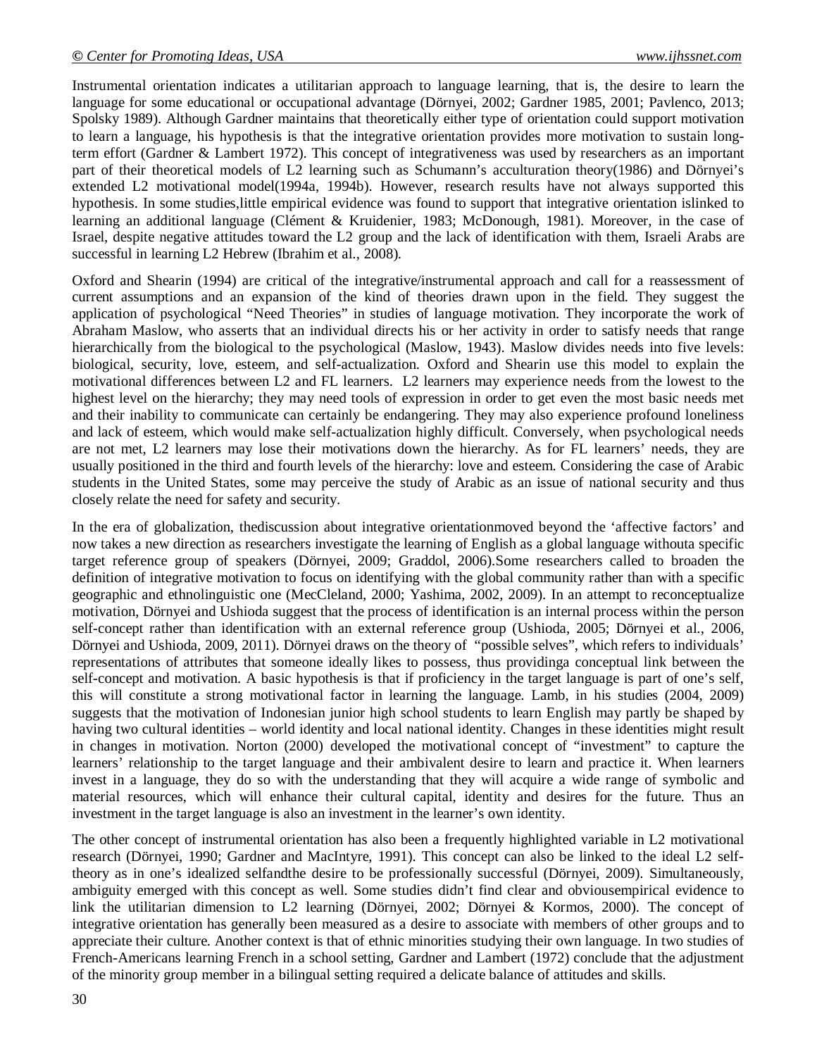Instrumental orientation indicates a utilitarian approach to language learning, that is, the desire to learn the language for some educational or occupational advantage (Dörnyei, 2002; Gardner 1985, 2001; Pavlenco, 2013; Spolsky 1989). Although Gardner maintains that theoretically either type of orientation could support motivation to learn a language, his hypothesis is that the integrative orientation provides more motivation to sustain long-term effort (Gardner & Lambert 1972). This concept of integrativeness was used by researchers as an important part of their theoretical models of L2 learning such as Schumann's acculturation theory(1986) and Dörnyei's extended L2 motivational model(1994a, 1994b). However, research results have not always supported this hypothesis. In some studies,little empirical evidence was found to support that integrative orientation islinked to learning an additional language (Clément & Kruidenier, 1983; McDonough, 1981). Moreover, in the case of Israel, despite negative attitudes toward the L2 group and the lack of identification with them, Israeli Arabs are successful in learning L2 Hebrew (Ibrahim et al., 2008).

Oxford and Shearin (1994) are critical of the integrative/instrumental approach and call for a reassessment of current assumptions and an expansion of the kind of theories drawn upon in the field. They suggest the application of psychological "Need Theories" in studies of language motivation. They incorporate the work of Abraham Maslow, who asserts that an individual directs his or her activity in order to satisfy needs that range hierarchically from the biological to the psychological (Maslow, 1943). Maslow divides needs into five levels: biological, security, love, esteem, and self-actualization. Oxford and Shearin use this model to explain the motivational differences between L2 and FL learners. L2 learners may experience needs from the lowest to the highest level on the hierarchy; they may need tools of expression in order to get even the most basic needs met and their inability to communicate can certainly be endangering. They may also experience profound loneliness and lack of esteem, which would make self-actualization highly difficult. Conversely, when psychological needs are not met, L2 learners may lose their motivations down the hierarchy. As for FL learners' needs, they are usually positioned in the third and fourth levels of the hierarchy: love and esteem. Considering the case of Arabic students in the United States, some may perceive the study of Arabic as an issue of national security and thus closely relate the need for safety and security.

In the era of globalization, thediscussion about integrative orientationmoved beyond the 'affective factors' and now takes a new direction as researchers investigate the learning of English as a global language withouta specific target reference group of speakers (Dörnyei, 2009; Graddol, 2006).Some researchers called to broaden the definition of integrative motivation to focus on identifying with the global community rather than with a specific geographic and ethnolinguistic one (MecCleland, 2000; Yashima, 2002, 2009). In an attempt to reconceptualize motivation, Dörnyei and Ushioda suggest that the process of identification is an internal process within the person self-concept rather than identification with an external reference group (Ushioda, 2005; Dörnyei et al., 2006, Dörnyei and Ushioda, 2009, 2011). Dörnyei draws on the theory of "possible selves", which refers to individuals' representations of attributes that someone ideally likes to possess, thus providinga conceptual link between the self-concept and motivation. A basic hypothesis is that if proficiency in the target language is part of one's self, this will constitute a strong motivational factor in learning the language. Lamb, in his studies (2004, 2009) suggests that the motivation of Indonesian junior high school students to learn English may partly be shaped by having two cultural identities – world identity and local national identity. Changes in these identities might result in changes in motivation. Norton (2000) developed the motivational concept of "investment" to capture the learners' relationship to the target language and their ambivalent desire to learn and practice it. When learners invest in a language, they do so with the understanding that they will acquire a wide range of symbolic and material resources, which will enhance their cultural capital, identity and desires for the future. Thus an investment in the target language is also an investment in the learner's own identity.

The other concept of instrumental orientation has also been a frequently highlighted variable in L2 motivational research (Dörnyei, 1990; Gardner and MacIntyre, 1991). This concept can also be linked to the ideal L2 self-theory as in one's idealized selfandthe desire to be professionally successful (Dörnyei, 2009). Simultaneously, ambiguity emerged with this concept as well. Some studies didn't find clear and obviousempirical evidence to link the utilitarian dimension to L2 learning (Dörnyei, 2002; Dörnyei & Kormos, 2000). The concept of integrative orientation has generally been measured as a desire to associate with members of other groups and to appreciate their culture. Another context is that of ethnic minorities studying their own language. In two studies of French-Americans learning French in a school setting, Gardner and Lambert (1972) conclude that the adjustment of the minority group member in a bilingual setting required a delicate balance of attitudes and skills.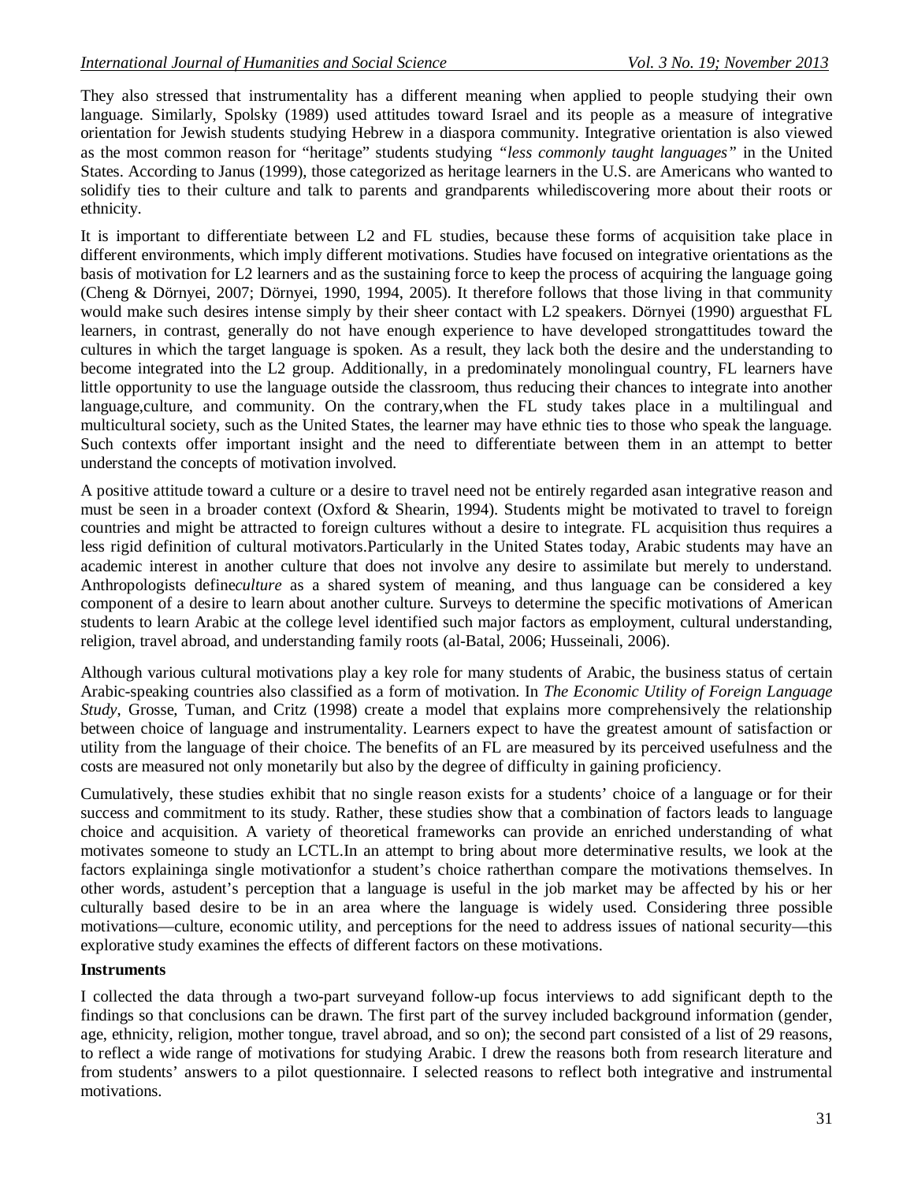They also stressed that instrumentality has a different meaning when applied to people studying their own language. Similarly, Spolsky (1989) used attitudes toward Israel and its people as a measure of integrative orientation for Jewish students studying Hebrew in a diaspora community. Integrative orientation is also viewed as the most common reason for "heritage" students studying *"less commonly taught languages"* in the United States. According to Janus (1999), those categorized as heritage learners in the U.S. are Americans who wanted to solidify ties to their culture and talk to parents and grandparents whilediscovering more about their roots or ethnicity.

It is important to differentiate between L2 and FL studies, because these forms of acquisition take place in different environments, which imply different motivations. Studies have focused on integrative orientations as the basis of motivation for L2 learners and as the sustaining force to keep the process of acquiring the language going (Cheng & Dörnyei, 2007; Dörnyei, 1990, 1994, 2005). It therefore follows that those living in that community would make such desires intense simply by their sheer contact with L2 speakers. Dörnyei (1990) arguesthat FL learners, in contrast, generally do not have enough experience to have developed strongattitudes toward the cultures in which the target language is spoken. As a result, they lack both the desire and the understanding to become integrated into the L2 group. Additionally, in a predominately monolingual country, FL learners have little opportunity to use the language outside the classroom, thus reducing their chances to integrate into another language,culture, and community. On the contrary,when the FL study takes place in a multilingual and multicultural society, such as the United States, the learner may have ethnic ties to those who speak the language. Such contexts offer important insight and the need to differentiate between them in an attempt to better understand the concepts of motivation involved.

A positive attitude toward a culture or a desire to travel need not be entirely regarded asan integrative reason and must be seen in a broader context (Oxford & Shearin, 1994). Students might be motivated to travel to foreign countries and might be attracted to foreign cultures without a desire to integrate. FL acquisition thus requires a less rigid definition of cultural motivators.Particularly in the United States today, Arabic students may have an academic interest in another culture that does not involve any desire to assimilate but merely to understand. Anthropologists define*culture* as a shared system of meaning, and thus language can be considered a key component of a desire to learn about another culture. Surveys to determine the specific motivations of American students to learn Arabic at the college level identified such major factors as employment, cultural understanding, religion, travel abroad, and understanding family roots (al-Batal, 2006; Husseinali, 2006).

Although various cultural motivations play a key role for many students of Arabic, the business status of certain Arabic-speaking countries also classified as a form of motivation. In *The Economic Utility of Foreign Language Study*, Grosse, Tuman, and Critz (1998) create a model that explains more comprehensively the relationship between choice of language and instrumentality. Learners expect to have the greatest amount of satisfaction or utility from the language of their choice. The benefits of an FL are measured by its perceived usefulness and the costs are measured not only monetarily but also by the degree of difficulty in gaining proficiency.

Cumulatively, these studies exhibit that no single reason exists for a students' choice of a language or for their success and commitment to its study. Rather, these studies show that a combination of factors leads to language choice and acquisition. A variety of theoretical frameworks can provide an enriched understanding of what motivates someone to study an LCTL.In an attempt to bring about more determinative results, we look at the factors explaininga single motivationfor a student's choice ratherthan compare the motivations themselves. In other words, astudent's perception that a language is useful in the job market may be affected by his or her culturally based desire to be in an area where the language is widely used. Considering three possible motivations—culture, economic utility, and perceptions for the need to address issues of national security—this explorative study examines the effects of different factors on these motivations.

**Instruments**

I collected the data through a two-part surveyand follow-up focus interviews to add significant depth to the findings so that conclusions can be drawn. The first part of the survey included background information (gender, age, ethnicity, religion, mother tongue, travel abroad, and so on); the second part consisted of a list of 29 reasons, to reflect a wide range of motivations for studying Arabic. I drew the reasons both from research literature and from students' answers to a pilot questionnaire. I selected reasons to reflect both integrative and instrumental motivations.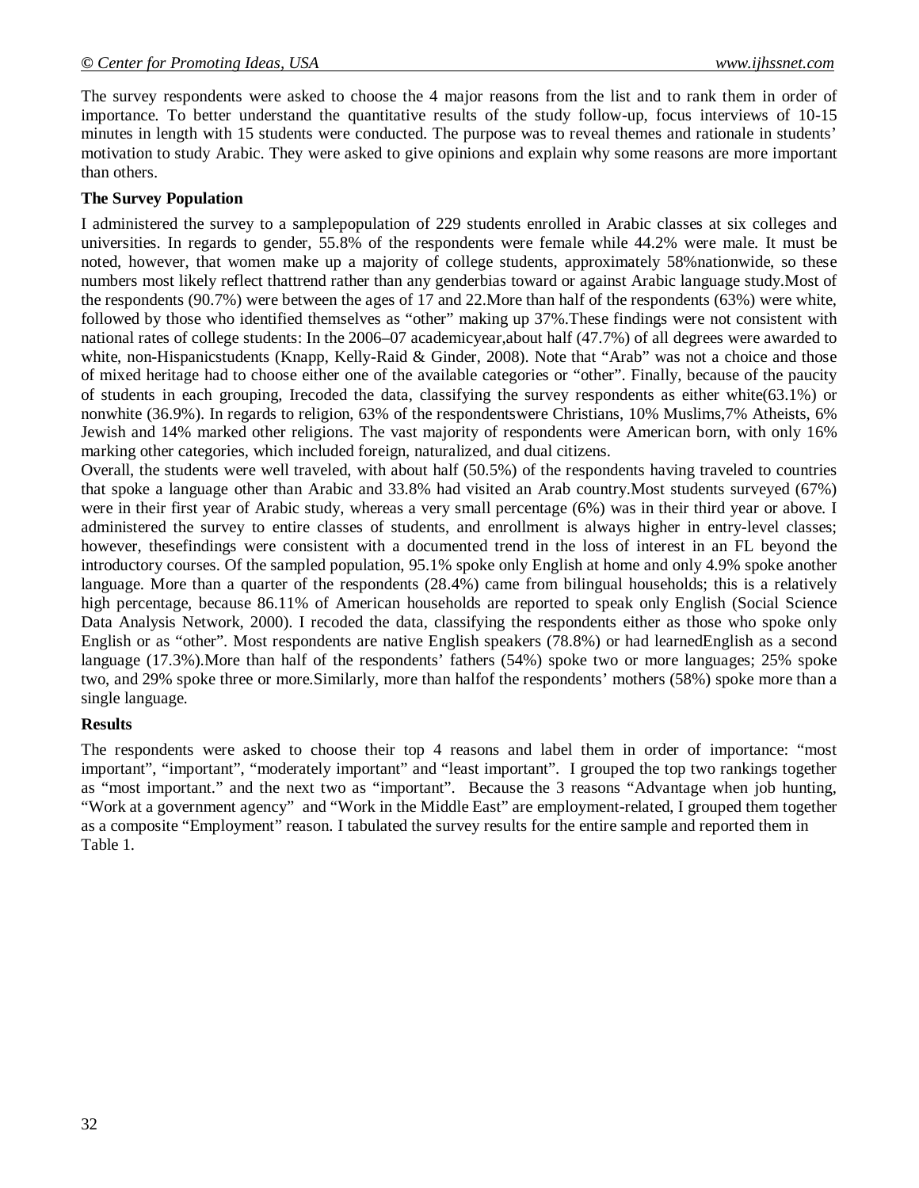The survey respondents were asked to choose the 4 major reasons from the list and to rank them in order of importance. To better understand the quantitative results of the study follow-up, focus interviews of 10-15 minutes in length with 15 students were conducted. The purpose was to reveal themes and rationale in students' motivation to study Arabic. They were asked to give opinions and explain why some reasons are more important than others.

**The Survey Population**

I administered the survey to a samplepopulation of 229 students enrolled in Arabic classes at six colleges and universities. In regards to gender, 55.8% of the respondents were female while 44.2% were male. It must be noted, however, that women make up a majority of college students, approximately 58%nationwide, so these numbers most likely reflect thattrend rather than any genderbias toward or against Arabic language study.Most of the respondents (90.7%) were between the ages of 17 and 22.More than half of the respondents (63%) were white, followed by those who identified themselves as "other" making up 37%.These findings were not consistent with national rates of college students: In the 2006–07 academicyear,about half (47.7%) of all degrees were awarded to white, non-Hispanicstudents (Knapp, Kelly-Raid & Ginder, 2008). Note that "Arab" was not a choice and those of mixed heritage had to choose either one of the available categories or "other". Finally, because of the paucity of students in each grouping, Irecoded the data, classifying the survey respondents as either white(63.1%) or nonwhite (36.9%). In regards to religion, 63% of the respondentswere Christians, 10% Muslims,7% Atheists, 6% Jewish and 14% marked other religions. The vast majority of respondents were American born, with only 16% marking other categories, which included foreign, naturalized, and dual citizens.

Overall, the students were well traveled, with about half (50.5%) of the respondents having traveled to countries that spoke a language other than Arabic and 33.8% had visited an Arab country.Most students surveyed (67%) were in their first year of Arabic study, whereas a very small percentage (6%) was in their third year or above. I administered the survey to entire classes of students, and enrollment is always higher in entry-level classes; however, thesefindings were consistent with a documented trend in the loss of interest in an FL beyond the introductory courses. Of the sampled population, 95.1% spoke only English at home and only 4.9% spoke another language. More than a quarter of the respondents (28.4%) came from bilingual households; this is a relatively high percentage, because 86.11% of American households are reported to speak only English (Social Science Data Analysis Network, 2000). I recoded the data, classifying the respondents either as those who spoke only English or as "other". Most respondents are native English speakers (78.8%) or had learnedEnglish as a second language (17.3%).More than half of the respondents' fathers (54%) spoke two or more languages; 25% spoke two, and 29% spoke three or more.Similarly, more than halfof the respondents' mothers (58%) spoke more than a single language.

**Results**

The respondents were asked to choose their top 4 reasons and label them in order of importance: "most important", "important", "moderately important" and "least important". I grouped the top two rankings together as "most important." and the next two as "important". Because the 3 reasons "Advantage when job hunting, "Work at a government agency" and "Work in the Middle East" are employment-related, I grouped them together as a composite "Employment" reason. I tabulated the survey results for the entire sample and reported them in Table 1.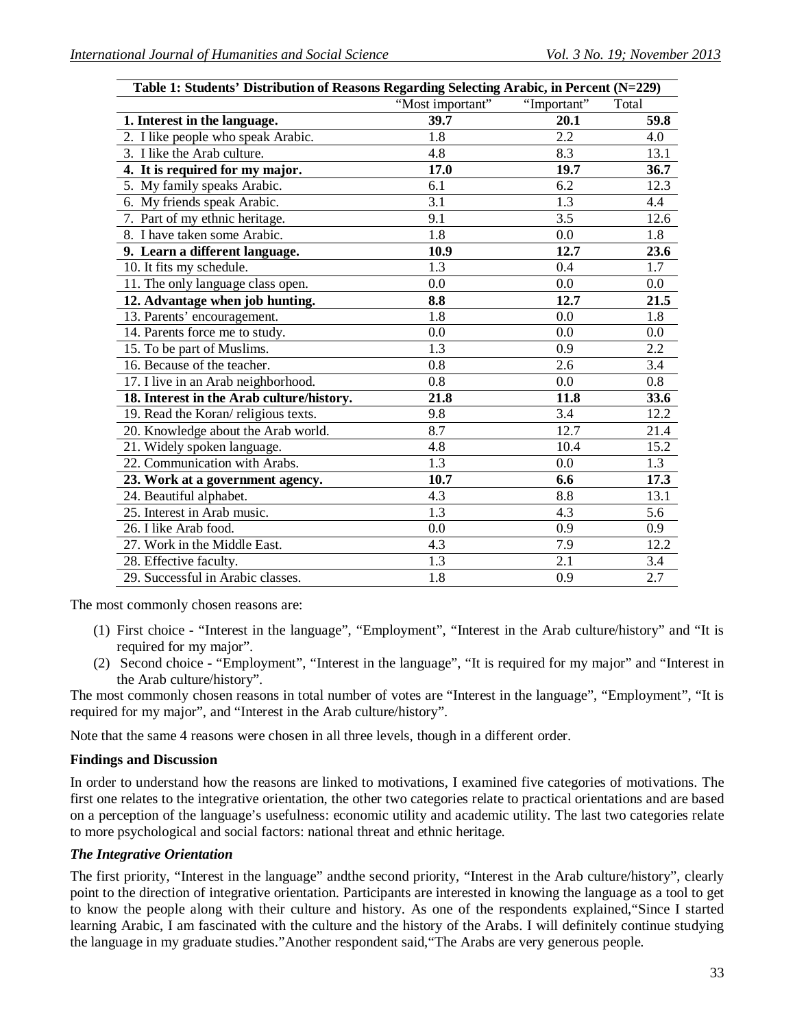**Table 1: Students' Distribution of Reasons Regarding Selecting Arabic, in Percent (N=229)**

| | "Most important" | "Important" | Total |
|---|---|---|---|
| **1. Interest in the language.** | **39.7** | **20.1** | **59.8** |
| 2. I like people who speak Arabic. | 1.8 | 2.2 | 4.0 |
| 3. I like the Arab culture. | 4.8 | 8.3 | 13.1 |
| **4. It is required for my major.** | **17.0** | **19.7** | **36.7** |
| 5. My family speaks Arabic. | 6.1 | 6.2 | 12.3 |
| 6. My friends speak Arabic. | 3.1 | 1.3 | 4.4 |
| 7. Part of my ethnic heritage. | 9.1 | 3.5 | 12.6 |
| 8. I have taken some Arabic. | 1.8 | 0.0 | 1.8 |
| **9. Learn a different language.** | **10.9** | **12.7** | **23.6** |
| 10. It fits my schedule. | 1.3 | 0.4 | 1.7 |
| 11. The only language class open. | 0.0 | 0.0 | 0.0 |
| **12. Advantage when job hunting.** | **8.8** | **12.7** | **21.5** |
| 13. Parents' encouragement. | 1.8 | 0.0 | 1.8 |
| 14. Parents force me to study. | 0.0 | 0.0 | 0.0 |
| 15. To be part of Muslims. | 1.3 | 0.9 | 2.2 |
| 16. Because of the teacher. | 0.8 | 2.6 | 3.4 |
| 17. I live in an Arab neighborhood. | 0.8 | 0.0 | 0.8 |
| **18. Interest in the Arab culture/history.** | **21.8** | **11.8** | **33.6** |
| 19. Read the Koran/ religious texts. | 9.8 | 3.4 | 12.2 |
| 20. Knowledge about the Arab world. | 8.7 | 12.7 | 21.4 |
| 21. Widely spoken language. | 4.8 | 10.4 | 15.2 |
| 22. Communication with Arabs. | 1.3 | 0.0 | 1.3 |
| **23. Work at a government agency.** | **10.7** | **6.6** | **17.3** |
| 24. Beautiful alphabet. | 4.3 | 8.8 | 13.1 |
| 25. Interest in Arab music. | 1.3 | 4.3 | 5.6 |
| 26. I like Arab food. | 0.0 | 0.9 | 0.9 |
| 27. Work in the Middle East. | 4.3 | 7.9 | 12.2 |
| 28. Effective faculty. | 1.3 | 2.1 | 3.4 |
| 29. Successful in Arabic classes. | 1.8 | 0.9 | 2.7 |

The most commonly chosen reasons are:

(1) First choice - "Interest in the language", "Employment", "Interest in the Arab culture/history" and "It is required for my major".

(2) Second choice - "Employment", "Interest in the language", "It is required for my major" and "Interest in the Arab culture/history".

The most commonly chosen reasons in total number of votes are "Interest in the language", "Employment", "It is required for my major", and "Interest in the Arab culture/history".

Note that the same 4 reasons were chosen in all three levels, though in a different order.

**Findings and Discussion**

In order to understand how the reasons are linked to motivations, I examined five categories of motivations. The first one relates to the integrative orientation, the other two categories relate to practical orientations and are based on a perception of the language's usefulness: economic utility and academic utility. The last two categories relate to more psychological and social factors: national threat and ethnic heritage.

***The Integrative Orientation***

The first priority, "Interest in the language" andthe second priority, "Interest in the Arab culture/history", clearly point to the direction of integrative orientation. Participants are interested in knowing the language as a tool to get to know the people along with their culture and history. As one of the respondents explained,"Since I started learning Arabic, I am fascinated with the culture and the history of the Arabs. I will definitely continue studying the language in my graduate studies."Another respondent said,"The Arabs are very generous people.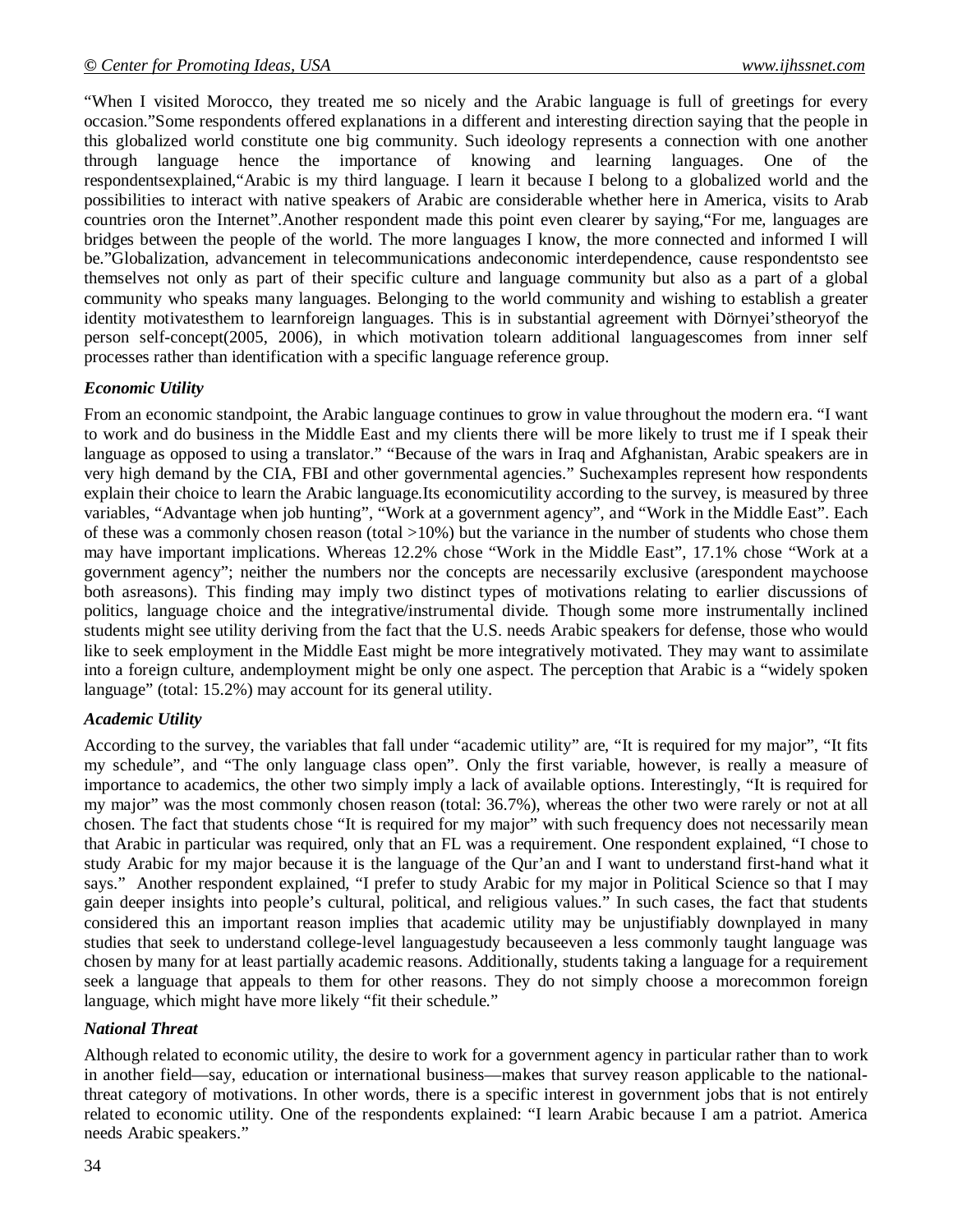"When I visited Morocco, they treated me so nicely and the Arabic language is full of greetings for every occasion."Some respondents offered explanations in a different and interesting direction saying that the people in this globalized world constitute one big community. Such ideology represents a connection with one another through language hence the importance of knowing and learning languages. One of the respondentsexplained,"Arabic is my third language. I learn it because I belong to a globalized world and the possibilities to interact with native speakers of Arabic are considerable whether here in America, visits to Arab countries oron the Internet".Another respondent made this point even clearer by saying,"For me, languages are bridges between the people of the world. The more languages I know, the more connected and informed I will be."Globalization, advancement in telecommunications andeconomic interdependence, cause respondentsto see themselves not only as part of their specific culture and language community but also as a part of a global community who speaks many languages. Belonging to the world community and wishing to establish a greater identity motivatesthem to learnforeign languages. This is in substantial agreement with Dörnyei'stheoryof the person self-concept(2005, 2006), in which motivation tolearn additional languagescomes from inner self processes rather than identification with a specific language reference group.

### *Economic Utility*

From an economic standpoint, the Arabic language continues to grow in value throughout the modern era. "I want to work and do business in the Middle East and my clients there will be more likely to trust me if I speak their language as opposed to using a translator." "Because of the wars in Iraq and Afghanistan, Arabic speakers are in very high demand by the CIA, FBI and other governmental agencies." Suchexamples represent how respondents explain their choice to learn the Arabic language.Its economicutility according to the survey, is measured by three variables, "Advantage when job hunting", "Work at a government agency", and "Work in the Middle East". Each of these was a commonly chosen reason (total >10%) but the variance in the number of students who chose them may have important implications. Whereas 12.2% chose "Work in the Middle East", 17.1% chose "Work at a government agency"; neither the numbers nor the concepts are necessarily exclusive (arespondent maychoose both asreasons). This finding may imply two distinct types of motivations relating to earlier discussions of politics, language choice and the integrative/instrumental divide. Though some more instrumentally inclined students might see utility deriving from the fact that the U.S. needs Arabic speakers for defense, those who would like to seek employment in the Middle East might be more integratively motivated. They may want to assimilate into a foreign culture, andemployment might be only one aspect. The perception that Arabic is a "widely spoken language" (total: 15.2%) may account for its general utility.

### *Academic Utility*

According to the survey, the variables that fall under "academic utility" are, "It is required for my major", "It fits my schedule", and "The only language class open". Only the first variable, however, is really a measure of importance to academics, the other two simply imply a lack of available options. Interestingly, "It is required for my major" was the most commonly chosen reason (total: 36.7%), whereas the other two were rarely or not at all chosen. The fact that students chose "It is required for my major" with such frequency does not necessarily mean that Arabic in particular was required, only that an FL was a requirement. One respondent explained, "I chose to study Arabic for my major because it is the language of the Qur'an and I want to understand first-hand what it says." Another respondent explained, "I prefer to study Arabic for my major in Political Science so that I may gain deeper insights into people's cultural, political, and religious values." In such cases, the fact that students considered this an important reason implies that academic utility may be unjustifiably downplayed in many studies that seek to understand college-level languagestudy becauseeven a less commonly taught language was chosen by many for at least partially academic reasons. Additionally, students taking a language for a requirement seek a language that appeals to them for other reasons. They do not simply choose a morecommon foreign language, which might have more likely "fit their schedule."

### *National Threat*

Although related to economic utility, the desire to work for a government agency in particular rather than to work in another field—say, education or international business—makes that survey reason applicable to the national-threat category of motivations. In other words, there is a specific interest in government jobs that is not entirely related to economic utility. One of the respondents explained: "I learn Arabic because I am a patriot. America needs Arabic speakers."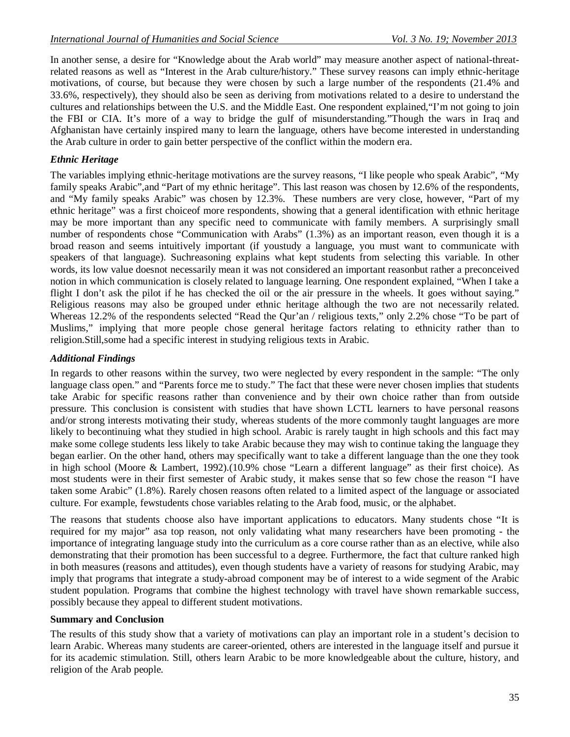In another sense, a desire for "Knowledge about the Arab world" may measure another aspect of national-threat-related reasons as well as "Interest in the Arab culture/history." These survey reasons can imply ethnic-heritage motivations, of course, but because they were chosen by such a large number of the respondents (21.4% and 33.6%, respectively), they should also be seen as deriving from motivations related to a desire to understand the cultures and relationships between the U.S. and the Middle East. One respondent explained,"I'm not going to join the FBI or CIA. It's more of a way to bridge the gulf of misunderstanding."Though the wars in Iraq and Afghanistan have certainly inspired many to learn the language, others have become interested in understanding the Arab culture in order to gain better perspective of the conflict within the modern era.

### *Ethnic Heritage*

The variables implying ethnic-heritage motivations are the survey reasons, "I like people who speak Arabic", "My family speaks Arabic",and "Part of my ethnic heritage". This last reason was chosen by 12.6% of the respondents, and "My family speaks Arabic" was chosen by 12.3%. These numbers are very close, however, "Part of my ethnic heritage" was a first choiceof more respondents, showing that a general identification with ethnic heritage may be more important than any specific need to communicate with family members. A surprisingly small number of respondents chose "Communication with Arabs" (1.3%) as an important reason, even though it is a broad reason and seems intuitively important (if youstudy a language, you must want to communicate with speakers of that language). Suchreasoning explains what kept students from selecting this variable. In other words, its low value doesnot necessarily mean it was not considered an important reasonbut rather a preconceived notion in which communication is closely related to language learning. One respondent explained, "When I take a flight I don't ask the pilot if he has checked the oil or the air pressure in the wheels. It goes without saying." Religious reasons may also be grouped under ethnic heritage although the two are not necessarily related. Whereas 12.2% of the respondents selected "Read the Qur'an / religious texts," only 2.2% chose "To be part of Muslims," implying that more people chose general heritage factors relating to ethnicity rather than to religion.Still,some had a specific interest in studying religious texts in Arabic.

### *Additional Findings*

In regards to other reasons within the survey, two were neglected by every respondent in the sample: "The only language class open." and "Parents force me to study." The fact that these were never chosen implies that students take Arabic for specific reasons rather than convenience and by their own choice rather than from outside pressure. This conclusion is consistent with studies that have shown LCTL learners to have personal reasons and/or strong interests motivating their study, whereas students of the more commonly taught languages are more likely to becontinuing what they studied in high school. Arabic is rarely taught in high schools and this fact may make some college students less likely to take Arabic because they may wish to continue taking the language they began earlier. On the other hand, others may specifically want to take a different language than the one they took in high school (Moore & Lambert, 1992).(10.9% chose "Learn a different language" as their first choice). As most students were in their first semester of Arabic study, it makes sense that so few chose the reason "I have taken some Arabic" (1.8%). Rarely chosen reasons often related to a limited aspect of the language or associated culture. For example, fewstudents chose variables relating to the Arab food, music, or the alphabet.

The reasons that students choose also have important applications to educators. Many students chose "It is required for my major" asa top reason, not only validating what many researchers have been promoting - the importance of integrating language study into the curriculum as a core course rather than as an elective, while also demonstrating that their promotion has been successful to a degree. Furthermore, the fact that culture ranked high in both measures (reasons and attitudes), even though students have a variety of reasons for studying Arabic, may imply that programs that integrate a study-abroad component may be of interest to a wide segment of the Arabic student population. Programs that combine the highest technology with travel have shown remarkable success, possibly because they appeal to different student motivations.

## **Summary and Conclusion**

The results of this study show that a variety of motivations can play an important role in a student's decision to learn Arabic. Whereas many students are career-oriented, others are interested in the language itself and pursue it for its academic stimulation. Still, others learn Arabic to be more knowledgeable about the culture, history, and religion of the Arab people.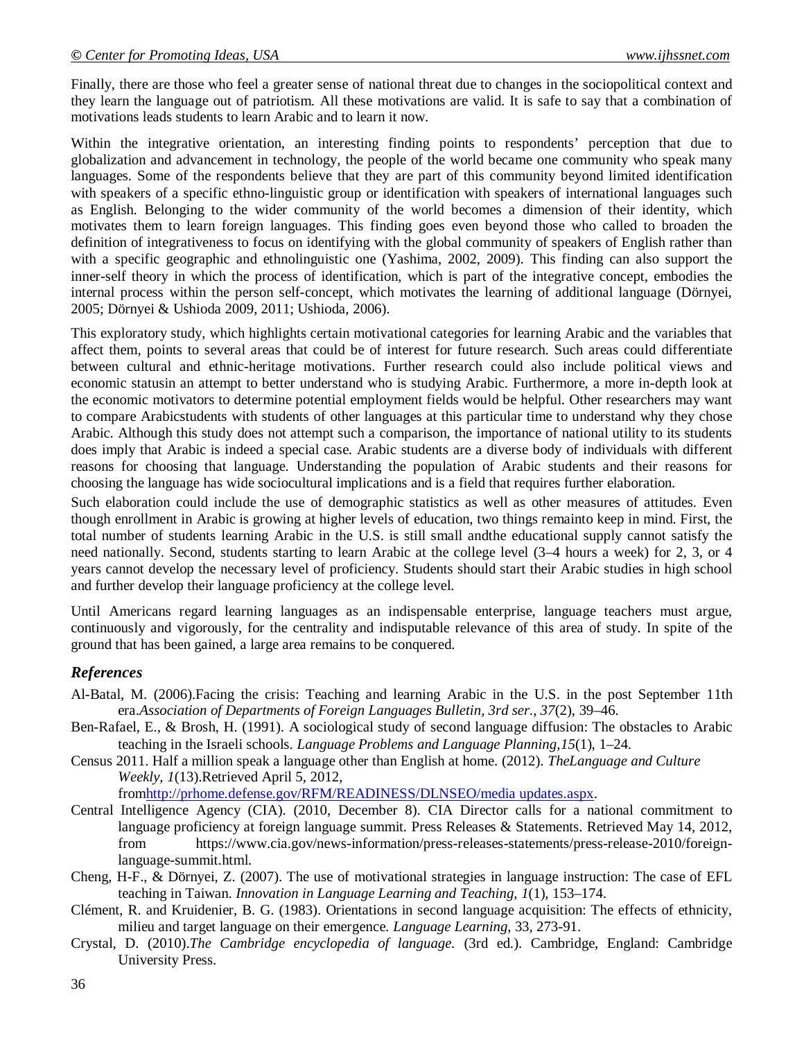Finally, there are those who feel a greater sense of national threat due to changes in the sociopolitical context and they learn the language out of patriotism. All these motivations are valid. It is safe to say that a combination of motivations leads students to learn Arabic and to learn it now.

Within the integrative orientation, an interesting finding points to respondents' perception that due to globalization and advancement in technology, the people of the world became one community who speak many languages. Some of the respondents believe that they are part of this community beyond limited identification with speakers of a specific ethno-linguistic group or identification with speakers of international languages such as English. Belonging to the wider community of the world becomes a dimension of their identity, which motivates them to learn foreign languages. This finding goes even beyond those who called to broaden the definition of integrativeness to focus on identifying with the global community of speakers of English rather than with a specific geographic and ethnolinguistic one (Yashima, 2002, 2009). This finding can also support the inner-self theory in which the process of identification, which is part of the integrative concept, embodies the internal process within the person self-concept, which motivates the learning of additional language (Dörnyei, 2005; Dörnyei & Ushioda 2009, 2011; Ushioda, 2006).

This exploratory study, which highlights certain motivational categories for learning Arabic and the variables that affect them, points to several areas that could be of interest for future research. Such areas could differentiate between cultural and ethnic-heritage motivations. Further research could also include political views and economic statusin an attempt to better understand who is studying Arabic. Furthermore, a more in-depth look at the economic motivators to determine potential employment fields would be helpful. Other researchers may want to compare Arabicstudents with students of other languages at this particular time to understand why they chose Arabic. Although this study does not attempt such a comparison, the importance of national utility to its students does imply that Arabic is indeed a special case. Arabic students are a diverse body of individuals with different reasons for choosing that language. Understanding the population of Arabic students and their reasons for choosing the language has wide sociocultural implications and is a field that requires further elaboration.

Such elaboration could include the use of demographic statistics as well as other measures of attitudes. Even though enrollment in Arabic is growing at higher levels of education, two things remainto keep in mind. First, the total number of students learning Arabic in the U.S. is still small andthe educational supply cannot satisfy the need nationally. Second, students starting to learn Arabic at the college level (3–4 hours a week) for 2, 3, or 4 years cannot develop the necessary level of proficiency. Students should start their Arabic studies in high school and further develop their language proficiency at the college level.

Until Americans regard learning languages as an indispensable enterprise, language teachers must argue, continuously and vigorously, for the centrality and indisputable relevance of this area of study. In spite of the ground that has been gained, a large area remains to be conquered.

## *References*

Al-Batal, M. (2006).Facing the crisis: Teaching and learning Arabic in the U.S. in the post September 11th era.*Association of Departments of Foreign Languages Bulletin, 3rd ser., 37*(2), 39–46.

Ben-Rafael, E., & Brosh, H. (1991). A sociological study of second language diffusion: The obstacles to Arabic teaching in the Israeli schools. *Language Problems and Language Planning,15*(1), 1–24.

Census 2011. Half a million speak a language other than English at home. (2012). *TheLanguage and Culture Weekly, 1*(13).Retrieved April 5, 2012, from[http://prhome.defense.gov/RFM/READINESS/DLNSEO/media updates.aspx](http://prhome.defense.gov/RFM/READINESS/DLNSEO/media%20updates.aspx).

Central Intelligence Agency (CIA). (2010, December 8). CIA Director calls for a national commitment to language proficiency at foreign language summit. Press Releases & Statements. Retrieved May 14, 2012, from https://www.cia.gov/news-information/press-releases-statements/press-release-2010/foreign-language-summit.html.

Cheng, H-F., & Dörnyei, Z. (2007). The use of motivational strategies in language instruction: The case of EFL teaching in Taiwan. *Innovation in Language Learning and Teaching, 1*(1), 153–174.

Clément, R. and Kruidenier, B. G. (1983). Orientations in second language acquisition: The effects of ethnicity, milieu and target language on their emergence. *Language Learning,* 33, 273-91.

Crystal, D. (2010).*The Cambridge encyclopedia of language.* (3rd ed.). Cambridge, England: Cambridge University Press.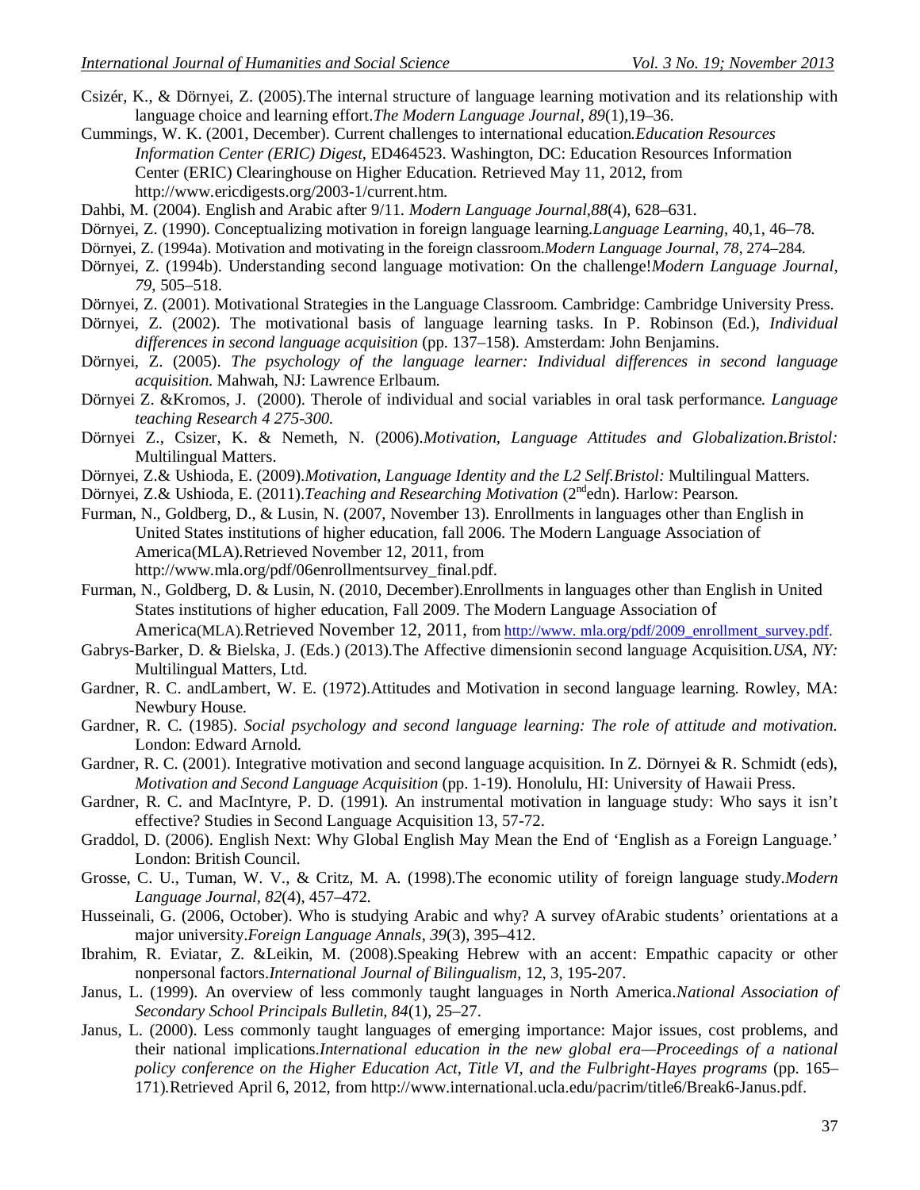Csizér, K., & Dörnyei, Z. (2005).The internal structure of language learning motivation and its relationship with language choice and learning effort.*The Modern Language Journal*, *89*(1),19–36.

Cummings, W. K. (2001, December). Current challenges to international education.*Education Resources Information Center (ERIC) Digest*, ED464523. Washington, DC: Education Resources Information Center (ERIC) Clearinghouse on Higher Education. Retrieved May 11, 2012, from http://www.ericdigests.org/2003-1/current.htm.

Dahbi, M. (2004). English and Arabic after 9/11. *Modern Language Journal,88*(4), 628–631.

Dörnyei, Z. (1990). Conceptualizing motivation in foreign language learning.*Language Learning*, 40,1, 46–78.

Dörnyei, Z. (1994a). Motivation and motivating in the foreign classroom.*Modern Language Journal, 78*, 274–284.

Dörnyei, Z. (1994b). Understanding second language motivation: On the challenge!*Modern Language Journal, 79*, 505–518.

Dörnyei, Z. (2001). Motivational Strategies in the Language Classroom. Cambridge: Cambridge University Press.

Dörnyei, Z. (2002). The motivational basis of language learning tasks. In P. Robinson (Ed.), *Individual differences in second language acquisition* (pp. 137–158). Amsterdam: John Benjamins.

Dörnyei, Z. (2005). *The psychology of the language learner: Individual differences in second language acquisition.* Mahwah, NJ: Lawrence Erlbaum.

Dörnyei Z. &Kromos, J. (2000). Therole of individual and social variables in oral task performance. *Language teaching Research 4 275-300.*

Dörnyei Z., Csizer, K. & Nemeth, N. (2006).*Motivation, Language Attitudes and Globalization.Bristol:* Multilingual Matters.

Dörnyei, Z.& Ushioda, E. (2009).*Motivation, Language Identity and the L2 Self.Bristol:* Multilingual Matters.

Dörnyei, Z.& Ushioda, E. (2011).*Teaching and Researching Motivation* (2ndedn). Harlow: Pearson.

Furman, N., Goldberg, D., & Lusin, N. (2007, November 13). Enrollments in languages other than English in United States institutions of higher education, fall 2006. The Modern Language Association of America(MLA).Retrieved November 12, 2011, from http://www.mla.org/pdf/06enrollmentsurvey_final.pdf.

Furman, N., Goldberg, D. & Lusin, N. (2010, December).Enrollments in languages other than English in United States institutions of higher education, Fall 2009. The Modern Language Association of America(MLA).Retrieved November 12, 2011, from http://www. mla.org/pdf/2009_enrollment_survey.pdf.

Gabrys-Barker, D. & Bielska, J. (Eds.) (2013).The Affective dimensionin second language Acquisition.*USA, NY:* Multilingual Matters, Ltd.

Gardner, R. C. andLambert, W. E. (1972).Attitudes and Motivation in second language learning. Rowley, MA: Newbury House.

Gardner, R. C. (1985). *Social psychology and second language learning: The role of attitude and motivation.* London: Edward Arnold.

Gardner, R. C. (2001). Integrative motivation and second language acquisition. In Z. Dörnyei & R. Schmidt (eds), *Motivation and Second Language Acquisition* (pp. 1-19). Honolulu, HI: University of Hawaii Press.

Gardner, R. C. and MacIntyre, P. D. (1991). An instrumental motivation in language study: Who says it isn't effective? Studies in Second Language Acquisition 13, 57-72.

Graddol, D. (2006). English Next: Why Global English May Mean the End of 'English as a Foreign Language.' London: British Council.

Grosse, C. U., Tuman, W. V., & Critz, M. A. (1998).The economic utility of foreign language study.*Modern Language Journal*, *82*(4), 457–472.

Husseinali, G. (2006, October). Who is studying Arabic and why? A survey ofArabic students' orientations at a major university.*Foreign Language Annals*, *39*(3), 395–412.

Ibrahim, R. Eviatar, Z. &Leikin, M. (2008).Speaking Hebrew with an accent: Empathic capacity or other nonpersonal factors.*International Journal of Bilingualism*, 12, 3, 195-207.

Janus, L. (1999). An overview of less commonly taught languages in North America.*National Association of Secondary School Principals Bulletin, 84*(1), 25–27.

Janus, L. (2000). Less commonly taught languages of emerging importance: Major issues, cost problems, and their national implications.*International education in the new global era—Proceedings of a national policy conference on the Higher Education Act, Title VI, and the Fulbright-Hayes programs* (pp. 165–171).Retrieved April 6, 2012, from http://www.international.ucla.edu/pacrim/title6/Break6-Janus.pdf.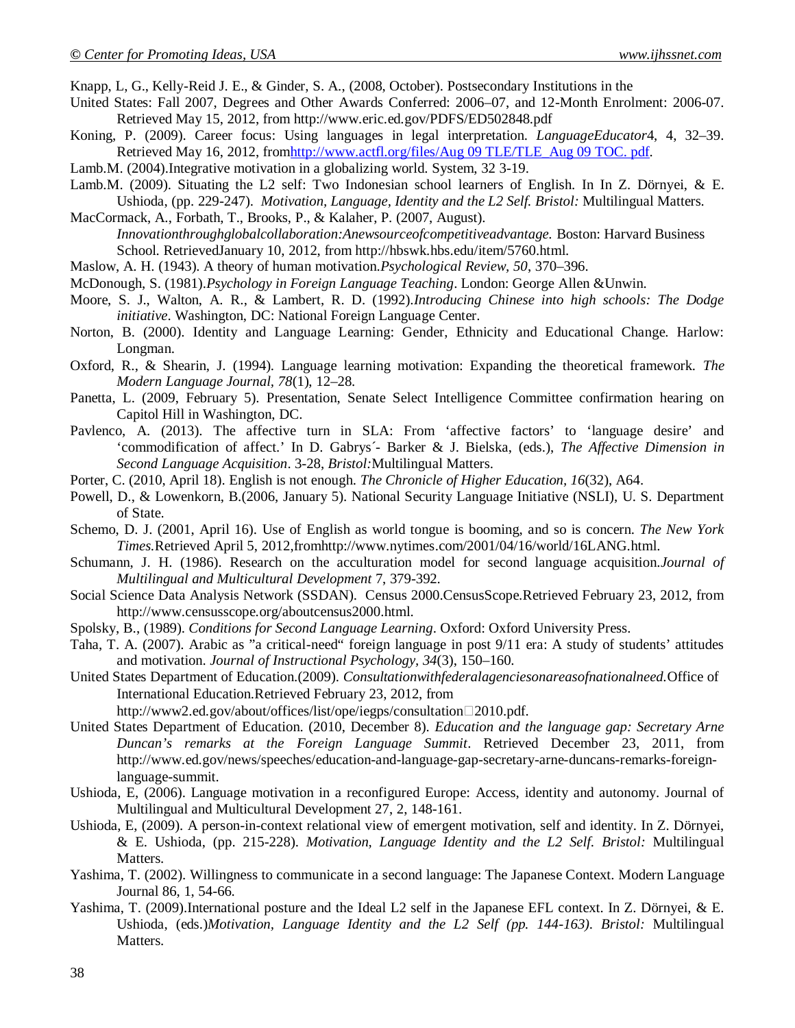Knapp, L, G., Kelly-Reid J. E., & Ginder, S. A., (2008, October). Postsecondary Institutions in the United States: Fall 2007, Degrees and Other Awards Conferred: 2006–07, and 12-Month Enrolment: 2006-07. Retrieved May 15, 2012, from http://www.eric.ed.gov/PDFS/ED502848.pdf

Koning, P. (2009). Career focus: Using languages in legal interpretation. *LanguageEducator*4, 4, 32–39. Retrieved May 16, 2012, fromhttp://www.actfl.org/files/Aug 09 TLE/TLE_Aug 09 TOC. pdf.

Lamb.M. (2004).Integrative motivation in a globalizing world. System, 32 3-19.

Lamb.M. (2009). Situating the L2 self: Two Indonesian school learners of English. In In Z. Dörnyei, & E. Ushioda, (pp. 229-247). *Motivation, Language, Identity and the L2 Self. Bristol:* Multilingual Matters.

MacCormack, A., Forbath, T., Brooks, P., & Kalaher, P. (2007, August). *Innovationthroughglobalcollaboration:Anewsourceofcompetitiveadvantage.* Boston: Harvard Business School. RetrievedJanuary 10, 2012, from http://hbswk.hbs.edu/item/5760.html.

Maslow, A. H. (1943). A theory of human motivation.*Psychological Review, 50*, 370–396.

McDonough, S. (1981).*Psychology in Foreign Language Teaching*. London: George Allen &Unwin.

Moore, S. J., Walton, A. R., & Lambert, R. D. (1992).*Introducing Chinese into high schools: The Dodge initiative*. Washington, DC: National Foreign Language Center.

Norton, B. (2000). Identity and Language Learning: Gender, Ethnicity and Educational Change. Harlow: Longman.

Oxford, R., & Shearin, J. (1994). Language learning motivation: Expanding the theoretical framework. *The Modern Language Journal, 78*(1), 12–28.

Panetta, L. (2009, February 5). Presentation, Senate Select Intelligence Committee confirmation hearing on Capitol Hill in Washington, DC.

Pavlenco, A. (2013). The affective turn in SLA: From 'affective factors' to 'language desire' and 'commodification of affect.' In D. Gabrys´- Barker & J. Bielska, (eds.), *The Affective Dimension in Second Language Acquisition*. 3-28, *Bristol:*Multilingual Matters.

Porter, C. (2010, April 18). English is not enough. *The Chronicle of Higher Education, 16*(32), A64.

Powell, D., & Lowenkorn, B.(2006, January 5). National Security Language Initiative (NSLI), U. S. Department of State.

Schemo, D. J. (2001, April 16). Use of English as world tongue is booming, and so is concern. *The New York Times.*Retrieved April 5, 2012,fromhttp://www.nytimes.com/2001/04/16/world/16LANG.html.

Schumann, J. H. (1986). Research on the acculturation model for second language acquisition.*Journal of Multilingual and Multicultural Development* 7, 379-392.

Social Science Data Analysis Network (SSDAN). Census 2000.CensusScope.Retrieved February 23, 2012, from http://www.censusscope.org/aboutcensus2000.html.

Spolsky, B., (1989). *Conditions for Second Language Learning*. Oxford: Oxford University Press.

Taha, T. A. (2007). Arabic as "a critical-need" foreign language in post 9/11 era: A study of students' attitudes and motivation. *Journal of Instructional Psychology, 34*(3), 150–160.

United States Department of Education.(2009). *Consultationwithfederalagenciesonareasofnationalneed.*Office of International Education.Retrieved February 23, 2012, from http://www2.ed.gov/about/offices/list/ope/iegps/consultation□2010.pdf.

United States Department of Education. (2010, December 8). *Education and the language gap: Secretary Arne Duncan's remarks at the Foreign Language Summit*. Retrieved December 23, 2011, from http://www.ed.gov/news/speeches/education-and-language-gap-secretary-arne-duncans-remarks-foreign-language-summit.

Ushioda, E, (2006). Language motivation in a reconfigured Europe: Access, identity and autonomy. Journal of Multilingual and Multicultural Development 27, 2, 148-161.

Ushioda, E, (2009). A person-in-context relational view of emergent motivation, self and identity. In Z. Dörnyei, & E. Ushioda, (pp. 215-228). *Motivation, Language Identity and the L2 Self. Bristol:* Multilingual Matters.

Yashima, T. (2002). Willingness to communicate in a second language: The Japanese Context. Modern Language Journal 86, 1, 54-66.

Yashima, T. (2009).International posture and the Ideal L2 self in the Japanese EFL context. In Z. Dörnyei, & E. Ushioda, (eds.)*Motivation, Language Identity and the L2 Self (pp. 144-163). Bristol:* Multilingual Matters.